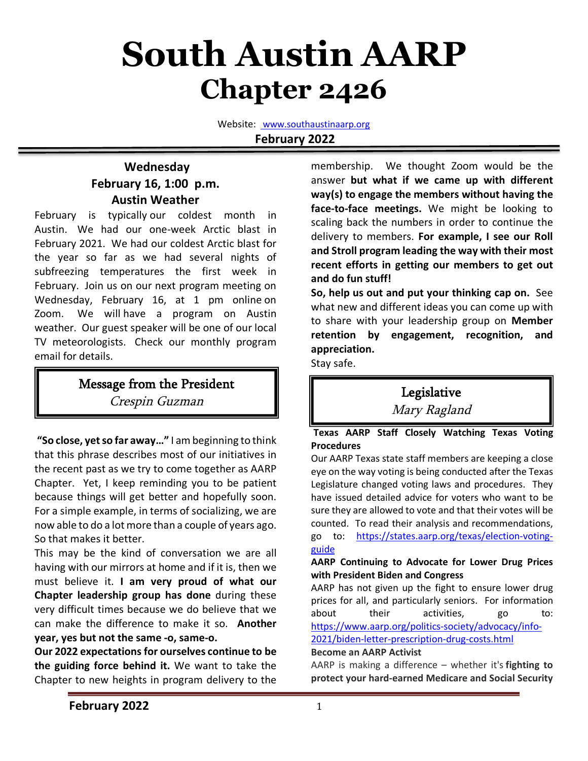# South Austin AARP
# Chapter 2426

Website: [www.southaustinaarp.org](http://www.southaustinaarp.org)

**February 2022**

### Wednesday
### February 16, 1:00 p.m.
### Austin Weather

February is typically our coldest month in Austin. We had our one-week Arctic blast in February 2021. We had our coldest Arctic blast for the year so far as we had several nights of subfreezing temperatures the first week in February. Join us on our next program meeting on Wednesday, February 16, at 1 pm online on Zoom. We will have a program on Austin weather. Our guest speaker will be one of our local TV meteorologists. Check our monthly program email for details.

## Message from the President
*Crespin Guzman*

**"So close, yet so far away…"** I am beginning to think that this phrase describes most of our initiatives in the recent past as we try to come together as AARP Chapter. Yet, I keep reminding you to be patient because things will get better and hopefully soon. For a simple example, in terms of socializing, we are now able to do a lot more than a couple of years ago. So that makes it better.

This may be the kind of conversation we are all having with our mirrors at home and if it is, then we must believe it. **I am very proud of what our Chapter leadership group has done** during these very difficult times because we do believe that we can make the difference to make it so. **Another year, yes but not the same -o, same-o.**

**Our 2022 expectations for ourselves continue to be the guiding force behind it.** We want to take the Chapter to new heights in program delivery to the membership. We thought Zoom would be the answer **but what if we came up with different way(s) to engage the members without having the face-to-face meetings.** We might be looking to scaling back the numbers in order to continue the delivery to members. **For example, I see our Roll and Stroll program leading the way with their most recent efforts in getting our members to get out and do fun stuff!**

**So, help us out and put your thinking cap on.** See what new and different ideas you can come up with to share with your leadership group on **Member retention by engagement, recognition, and appreciation.**

Stay safe.

## Legislative
*Mary Ragland*

**Texas AARP Staff Closely Watching Texas Voting Procedures**

Our AARP Texas state staff members are keeping a close eye on the way voting is being conducted after the Texas Legislature changed voting laws and procedures. They have issued detailed advice for voters who want to be sure they are allowed to vote and that their votes will be counted. To read their analysis and recommendations, go to: [https://states.aarp.org/texas/election-voting-guide](https://states.aarp.org/texas/election-voting-guide)

**AARP Continuing to Advocate for Lower Drug Prices with President Biden and Congress**

AARP has not given up the fight to ensure lower drug prices for all, and particularly seniors. For information about their activities, go to: [https://www.aarp.org/politics-society/advocacy/info-2021/biden-letter-prescription-drug-costs.html](https://www.aarp.org/politics-society/advocacy/info-2021/biden-letter-prescription-drug-costs.html)

**Become an AARP Activist**

AARP is making a difference – whether it's **fighting to protect your hard-earned Medicare and Social Security**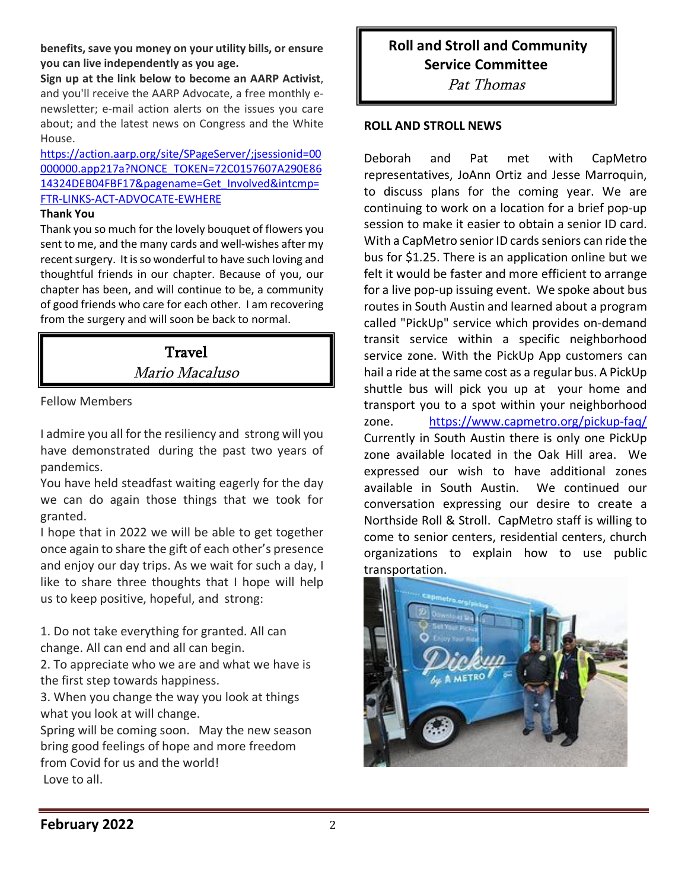**benefits, save you money on your utility bills, or ensure you can live independently as you age.**

**Sign up at the link below to become an AARP Activist**, and you'll receive the AARP Advocate, a free monthly e-newsletter; e-mail action alerts on the issues you care about; and the latest news on Congress and the White House.

https://action.aarp.org/site/SPageServer/;jsessionid=00000000.app217a?NONCE_TOKEN=72C0157607A290E8614324DEB04FBF17&pagename=Get_Involved&intcmp=FTR-LINKS-ACT-ADVOCATE-EWHERE

**Thank You**

Thank you so much for the lovely bouquet of flowers you sent to me, and the many cards and well-wishes after my recent surgery. It is so wonderful to have such loving and thoughtful friends in our chapter. Because of you, our chapter has been, and will continue to be, a community of good friends who care for each other. I am recovering from the surgery and will soon be back to normal.

## Travel

*Mario Macaluso*

Fellow Members

I admire you all for the resiliency and strong will you have demonstrated during the past two years of pandemics.

You have held steadfast waiting eagerly for the day we can do again those things that we took for granted.

I hope that in 2022 we will be able to get together once again to share the gift of each other's presence and enjoy our day trips. As we wait for such a day, I like to share three thoughts that I hope will help us to keep positive, hopeful, and strong:

1. Do not take everything for granted. All can change. All can end and all can begin.
2. To appreciate who we are and what we have is the first step towards happiness.
3. When you change the way you look at things what you look at will change.

Spring will be coming soon. May the new season bring good feelings of hope and more freedom from Covid for us and the world!

Love to all.

## Roll and Stroll and Community Service Committee

*Pat Thomas*

**ROLL AND STROLL NEWS**

Deborah and Pat met with CapMetro representatives, JoAnn Ortiz and Jesse Marroquin, to discuss plans for the coming year. We are continuing to work on a location for a brief pop-up session to make it easier to obtain a senior ID card. With a CapMetro senior ID cards seniors can ride the bus for $1.25. There is an application online but we felt it would be faster and more efficient to arrange for a live pop-up issuing event. We spoke about bus routes in South Austin and learned about a program called "PickUp" service which provides on-demand transit service within a specific neighborhood service zone. With the PickUp App customers can hail a ride at the same cost as a regular bus. A PickUp shuttle bus will pick you up at your home and transport you to a spot within your neighborhood zone. https://www.capmetro.org/pickup-faq/ Currently in South Austin there is only one PickUp zone available located in the Oak Hill area. We expressed our wish to have additional zones available in South Austin. We continued our conversation expressing our desire to create a Northside Roll & Stroll. CapMetro staff is willing to come to senior centers, residential centers, church organizations to explain how to use public transportation.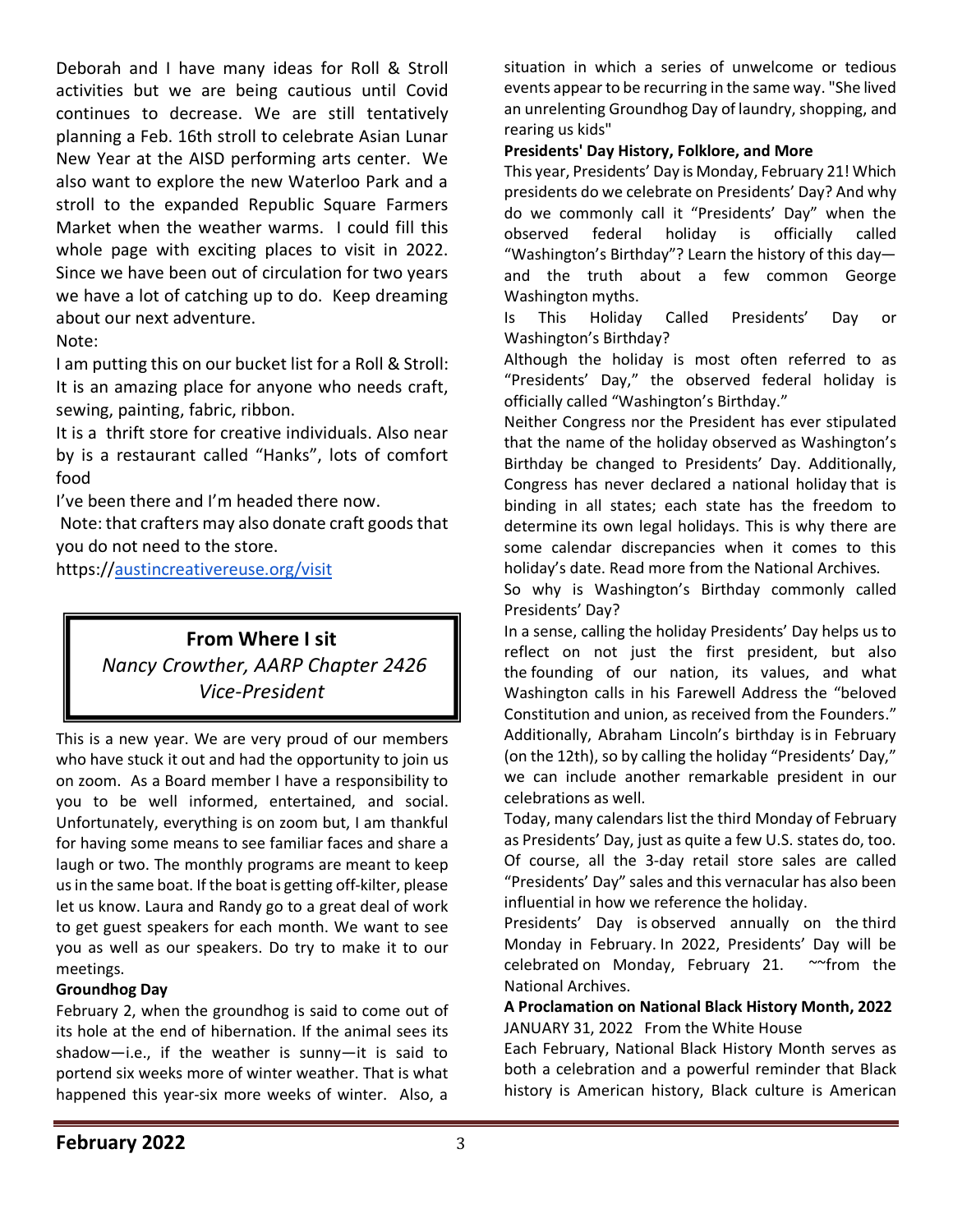Deborah and I have many ideas for Roll & Stroll activities but we are being cautious until Covid continues to decrease. We are still tentatively planning a Feb. 16th stroll to celebrate Asian Lunar New Year at the AISD performing arts center. We also want to explore the new Waterloo Park and a stroll to the expanded Republic Square Farmers Market when the weather warms. I could fill this whole page with exciting places to visit in 2022. Since we have been out of circulation for two years we have a lot of catching up to do. Keep dreaming about our next adventure.

Note:

I am putting this on our bucket list for a Roll & Stroll: It is an amazing place for anyone who needs craft, sewing, painting, fabric, ribbon.

It is a thrift store for creative individuals. Also near by is a restaurant called "Hanks", lots of comfort food

I've been there and I'm headed there now.

Note: that crafters may also donate craft goods that you do not need to the store.

https://austincreativereuse.org/visit

## From Where I sit

*Nancy Crowther, AARP Chapter 2426 Vice-President*

This is a new year. We are very proud of our members who have stuck it out and had the opportunity to join us on zoom. As a Board member I have a responsibility to you to be well informed, entertained, and social. Unfortunately, everything is on zoom but, I am thankful for having some means to see familiar faces and share a laugh or two. The monthly programs are meant to keep us in the same boat. If the boat is getting off-kilter, please let us know. Laura and Randy go to a great deal of work to get guest speakers for each month. We want to see you as well as our speakers. Do try to make it to our meetings.

**Groundhog Day**

February 2, when the groundhog is said to come out of its hole at the end of hibernation. If the animal sees its shadow—i.e., if the weather is sunny—it is said to portend six weeks more of winter weather. That is what happened this year-six more weeks of winter. Also, a situation in which a series of unwelcome or tedious events appear to be recurring in the same way. "She lived an unrelenting Groundhog Day of laundry, shopping, and rearing us kids"

**Presidents' Day History, Folklore, and More**

This year, Presidents' Day is Monday, February 21! Which presidents do we celebrate on Presidents' Day? And why do we commonly call it "Presidents' Day" when the observed federal holiday is officially called "Washington's Birthday"? Learn the history of this day—and the truth about a few common George Washington myths.

Is This Holiday Called Presidents' Day or Washington's Birthday?

Although the holiday is most often referred to as "Presidents' Day," the observed federal holiday is officially called "Washington's Birthday."

Neither Congress nor the President has ever stipulated that the name of the holiday observed as Washington's Birthday be changed to Presidents' Day. Additionally, Congress has never declared a national holiday that is binding in all states; each state has the freedom to determine its own legal holidays. This is why there are some calendar discrepancies when it comes to this holiday's date. Read more from the National Archives.

So why is Washington's Birthday commonly called Presidents' Day?

In a sense, calling the holiday Presidents' Day helps us to reflect on not just the first president, but also the founding of our nation, its values, and what Washington calls in his Farewell Address the "beloved Constitution and union, as received from the Founders." Additionally, Abraham Lincoln's birthday is in February (on the 12th), so by calling the holiday "Presidents' Day," we can include another remarkable president in our celebrations as well.

Today, many calendars list the third Monday of February as Presidents' Day, just as quite a few U.S. states do, too. Of course, all the 3-day retail store sales are called "Presidents' Day" sales and this vernacular has also been influential in how we reference the holiday.

Presidents' Day is observed annually on the third Monday in February. In 2022, Presidents' Day will be celebrated on Monday, February 21. ~~from the National Archives.

**A Proclamation on National Black History Month, 2022**

JANUARY 31, 2022 From the White House

Each February, National Black History Month serves as both a celebration and a powerful reminder that Black history is American history, Black culture is American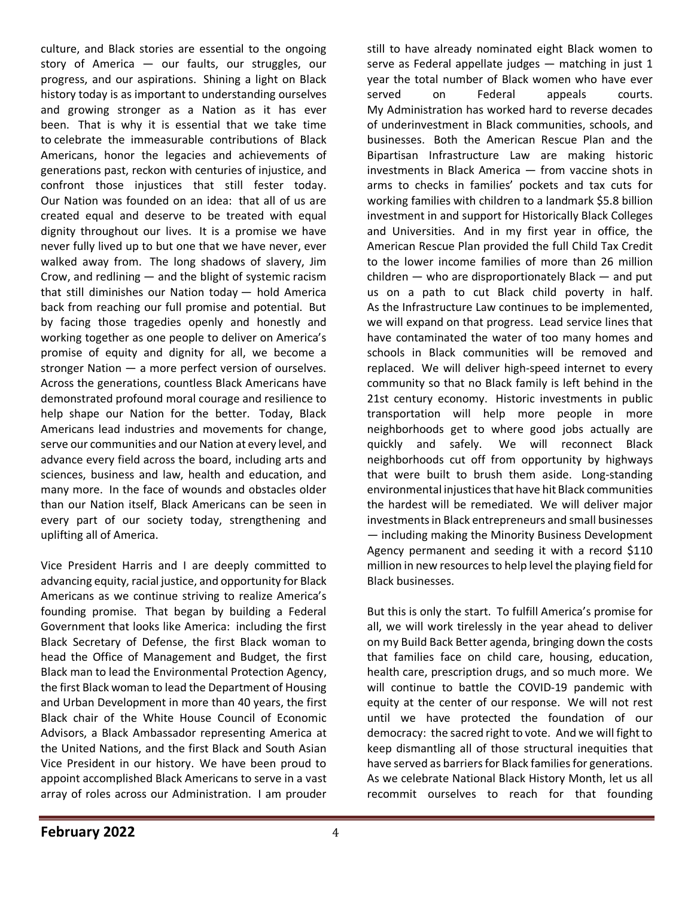culture, and Black stories are essential to the ongoing story of America — our faults, our struggles, our progress, and our aspirations. Shining a light on Black history today is as important to understanding ourselves and growing stronger as a Nation as it has ever been. That is why it is essential that we take time to celebrate the immeasurable contributions of Black Americans, honor the legacies and achievements of generations past, reckon with centuries of injustice, and confront those injustices that still fester today. Our Nation was founded on an idea: that all of us are created equal and deserve to be treated with equal dignity throughout our lives. It is a promise we have never fully lived up to but one that we have never, ever walked away from. The long shadows of slavery, Jim Crow, and redlining — and the blight of systemic racism that still diminishes our Nation today — hold America back from reaching our full promise and potential. But by facing those tragedies openly and honestly and working together as one people to deliver on America's promise of equity and dignity for all, we become a stronger Nation — a more perfect version of ourselves. Across the generations, countless Black Americans have demonstrated profound moral courage and resilience to help shape our Nation for the better. Today, Black Americans lead industries and movements for change, serve our communities and our Nation at every level, and advance every field across the board, including arts and sciences, business and law, health and education, and many more. In the face of wounds and obstacles older than our Nation itself, Black Americans can be seen in every part of our society today, strengthening and uplifting all of America.

Vice President Harris and I are deeply committed to advancing equity, racial justice, and opportunity for Black Americans as we continue striving to realize America's founding promise. That began by building a Federal Government that looks like America: including the first Black Secretary of Defense, the first Black woman to head the Office of Management and Budget, the first Black man to lead the Environmental Protection Agency, the first Black woman to lead the Department of Housing and Urban Development in more than 40 years, the first Black chair of the White House Council of Economic Advisors, a Black Ambassador representing America at the United Nations, and the first Black and South Asian Vice President in our history. We have been proud to appoint accomplished Black Americans to serve in a vast array of roles across our Administration. I am prouder still to have already nominated eight Black women to serve as Federal appellate judges — matching in just 1 year the total number of Black women who have ever served on Federal appeals courts. My Administration has worked hard to reverse decades of underinvestment in Black communities, schools, and businesses. Both the American Rescue Plan and the Bipartisan Infrastructure Law are making historic investments in Black America — from vaccine shots in arms to checks in families' pockets and tax cuts for working families with children to a landmark $5.8 billion investment in and support for Historically Black Colleges and Universities. And in my first year in office, the American Rescue Plan provided the full Child Tax Credit to the lower income families of more than 26 million children — who are disproportionately Black — and put us on a path to cut Black child poverty in half. As the Infrastructure Law continues to be implemented, we will expand on that progress. Lead service lines that have contaminated the water of too many homes and schools in Black communities will be removed and replaced. We will deliver high-speed internet to every community so that no Black family is left behind in the 21st century economy. Historic investments in public transportation will help more people in more neighborhoods get to where good jobs actually are quickly and safely. We will reconnect Black neighborhoods cut off from opportunity by highways that were built to brush them aside. Long-standing environmental injustices that have hit Black communities the hardest will be remediated. We will deliver major investments in Black entrepreneurs and small businesses — including making the Minority Business Development Agency permanent and seeding it with a record $110 million in new resources to help level the playing field for Black businesses.

But this is only the start. To fulfill America's promise for all, we will work tirelessly in the year ahead to deliver on my Build Back Better agenda, bringing down the costs that families face on child care, housing, education, health care, prescription drugs, and so much more. We will continue to battle the COVID-19 pandemic with equity at the center of our response. We will not rest until we have protected the foundation of our democracy: the sacred right to vote. And we will fight to keep dismantling all of those structural inequities that have served as barriers for Black families for generations. As we celebrate National Black History Month, let us all recommit ourselves to reach for that founding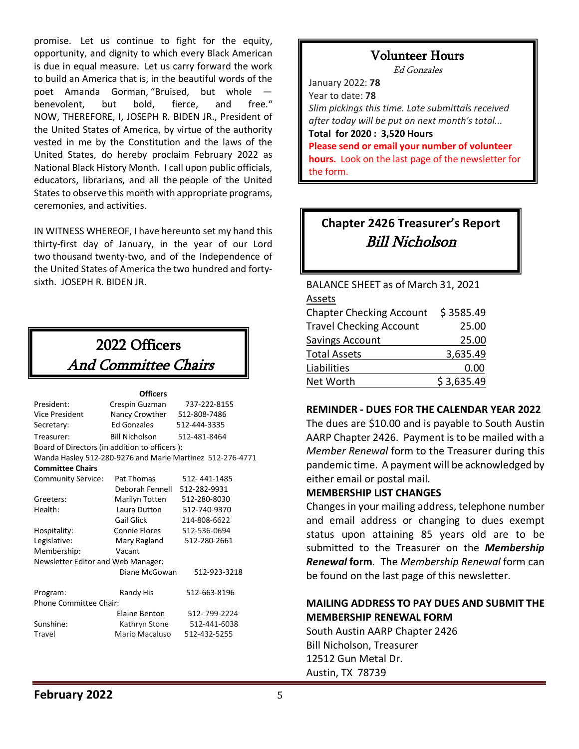promise. Let us continue to fight for the equity, opportunity, and dignity to which every Black American is due in equal measure. Let us carry forward the work to build an America that is, in the beautiful words of the poet Amanda Gorman, "Bruised, but whole — benevolent, but bold, fierce, and free." NOW, THEREFORE, I, JOSEPH R. BIDEN JR., President of the United States of America, by virtue of the authority vested in me by the Constitution and the laws of the United States, do hereby proclaim February 2022 as National Black History Month. I call upon public officials, educators, librarians, and all the people of the United States to observe this month with appropriate programs, ceremonies, and activities.

IN WITNESS WHEREOF, I have hereunto set my hand this thirty-first day of January, in the year of our Lord two thousand twenty-two, and of the Independence of the United States of America the two hundred and forty-sixth. JOSEPH R. BIDEN JR.

## 2022 Officers *And Committee Chairs*

**Officers**

| | | |
|---|---|---|
| President: | Crespin Guzman | 737-222-8155 |
| Vice President | Nancy Crowther | 512-808-7486 |
| Secretary: | Ed Gonzales | 512-444-3335 |
| Treasurer: | Bill Nicholson | 512-481-8464 |

Board of Directors (in addition to officers ):
Wanda Hasley 512-280-9276 and Marie Martinez 512-276-4771

**Committee Chairs**

| | | |
|---|---|---|
| Community Service: | Pat Thomas | 512- 441-1485 |
| | Deborah Fennell | 512-282-9931 |
| Greeters: | Marilyn Totten | 512-280-8030 |
| Health: | Laura Dutton | 512-740-9370 |
| | Gail Glick | 214-808-6622 |
| Hospitality: | Connie Flores | 512-536-0694 |
| Legislative: | Mary Ragland | 512-280-2661 |
| Membership: | Vacant | |
| Newsletter Editor and Web Manager: | | |
| | Diane McGowan | 512-923-3218 |
| Program: | Randy His | 512-663-8196 |
| Phone Committee Chair: | | |
| | Elaine Benton | 512- 799-2224 |
| Sunshine: | Kathryn Stone | 512-441-6038 |
| Travel | Mario Macaluso | 512-432-5255 |

## Volunteer Hours

*Ed Gonzales*

January 2022: **78**
Year to date: **78**
*Slim pickings this time. Late submittals received after today will be put on next month's total...*
**Total for 2020 : 3,520 Hours**
**Please send or email your number of volunteer hours.** Look on the last page of the newsletter for the form.

## Chapter 2426 Treasurer's Report *Bill Nicholson*

BALANCE SHEET as of March 31, 2021

| Assets | |
|---|---|
| Chapter Checking Account | $ 3585.49 |
| Travel Checking Account | 25.00 |
| Savings Account | 25.00 |
| Total Assets | 3,635.49 |
| Liabilities | 0.00 |
| Net Worth | $ 3,635.49 |

**REMINDER - DUES FOR THE CALENDAR YEAR 2022**

The dues are $10.00 and is payable to South Austin AARP Chapter 2426. Payment is to be mailed with a *Member Renewal* form to the Treasurer during this pandemic time. A payment will be acknowledged by either email or postal mail.

**MEMBERSHIP LIST CHANGES**

Changes in your mailing address, telephone number and email address or changing to dues exempt status upon attaining 85 years old are to be submitted to the Treasurer on the ***Membership Renewal*** **form***.* The *Membership Renewal* form can be found on the last page of this newsletter.

**MAILING ADDRESS TO PAY DUES AND SUBMIT THE MEMBERSHIP RENEWAL FORM**

South Austin AARP Chapter 2426
Bill Nicholson, Treasurer
12512 Gun Metal Dr.
Austin, TX 78739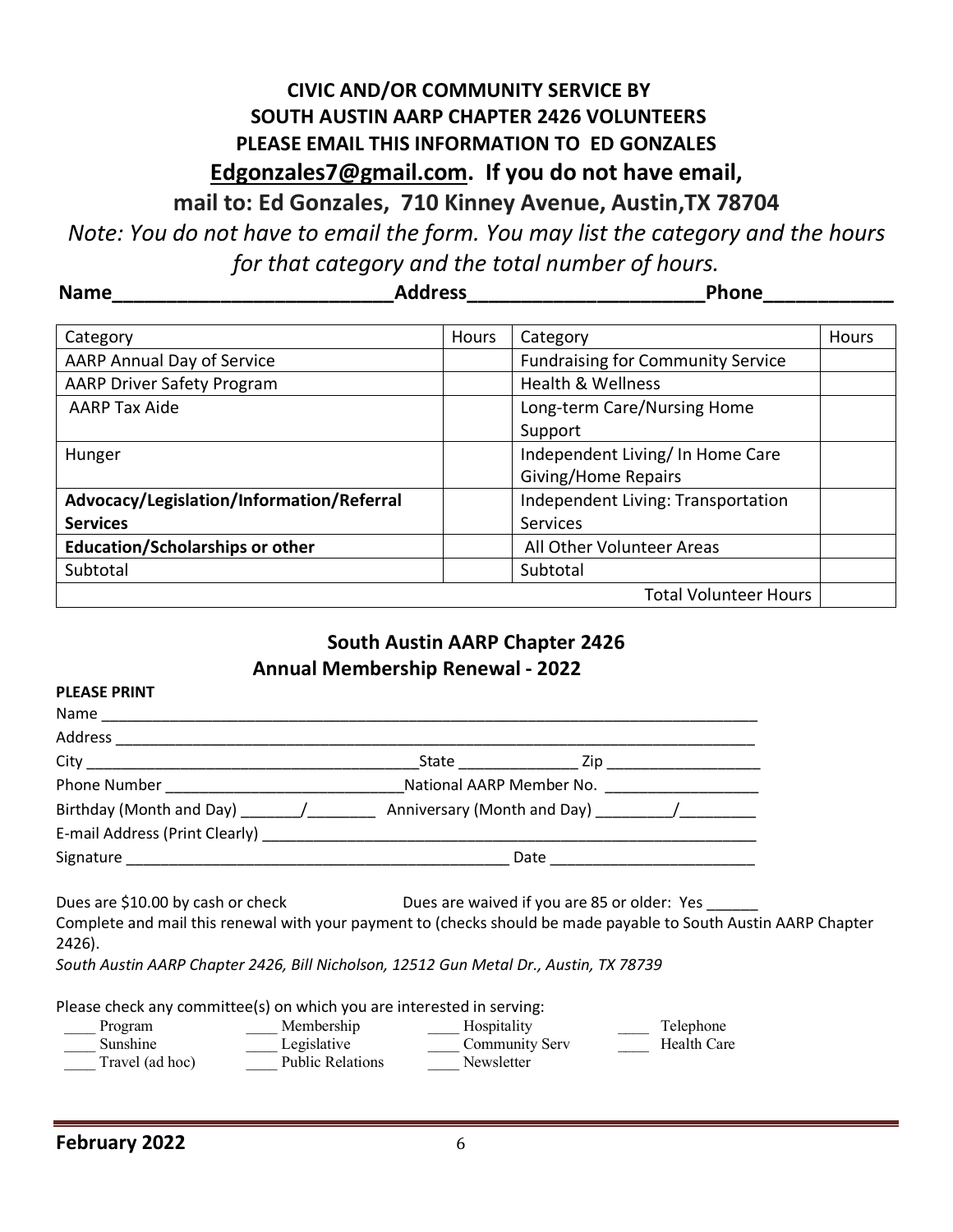**CIVIC AND/OR COMMUNITY SERVICE BY SOUTH AUSTIN AARP CHAPTER 2426 VOLUNTEERS PLEASE EMAIL THIS INFORMATION TO ED GONZALES Edgonzales7@gmail.com. If you do not have email, mail to: Ed Gonzales, 710 Kinney Avenue, Austin,TX 78704**

*Note: You do not have to email the form. You may list the category and the hours for that category and the total number of hours.*

**Name\_\_\_\_\_\_\_\_\_\_\_\_\_\_\_\_\_\_\_\_\_\_\_\_\_\_Address\_\_\_\_\_\_\_\_\_\_\_\_\_\_\_\_\_\_\_\_\_\_Phone\_\_\_\_\_\_\_\_\_\_\_\_**

| Category | Hours | Category | Hours |
|---|---|---|---|
| AARP Annual Day of Service | | Fundraising for Community Service | |
| AARP Driver Safety Program | | Health & Wellness | |
| AARP Tax Aide | | Long-term Care/Nursing Home Support | |
| Hunger | | Independent Living/ In Home Care Giving/Home Repairs | |
| **Advocacy/Legislation/Information/Referral Services** | | Independent Living: Transportation Services | |
| **Education/Scholarships or other** | | All Other Volunteer Areas | |
| Subtotal | | Subtotal | |
| | | Total Volunteer Hours | |

## South Austin AARP Chapter 2426 Annual Membership Renewal - 2022

**PLEASE PRINT**

Name \_\_\_\_\_\_\_\_\_\_\_\_\_\_\_\_\_\_\_\_\_\_\_\_\_\_\_\_\_\_\_\_\_\_\_\_\_\_\_\_\_\_\_\_\_\_\_\_\_\_\_\_\_\_\_\_\_\_\_\_\_\_\_\_\_\_\_\_\_\_\_\_

Address \_\_\_\_\_\_\_\_\_\_\_\_\_\_\_\_\_\_\_\_\_\_\_\_\_\_\_\_\_\_\_\_\_\_\_\_\_\_\_\_\_\_\_\_\_\_\_\_\_\_\_\_\_\_\_\_\_\_\_\_\_\_\_\_\_\_\_\_\_\_

City \_\_\_\_\_\_\_\_\_\_\_\_\_\_\_\_\_\_\_\_\_\_\_\_\_\_\_\_\_\_\_\_\_\_\_\_\_\_State \_\_\_\_\_\_\_\_\_\_\_\_\_\_ Zip \_\_\_\_\_\_\_\_\_\_\_\_\_\_\_\_\_\_

Phone Number \_\_\_\_\_\_\_\_\_\_\_\_\_\_\_\_\_\_\_\_\_\_\_\_\_\_\_\_National AARP Member No. \_\_\_\_\_\_\_\_\_\_\_\_\_\_\_\_\_\_

Birthday (Month and Day) \_\_\_\_\_\_\_/\_\_\_\_\_\_\_\_ Anniversary (Month and Day) \_\_\_\_\_\_\_\_\_/\_\_\_\_\_\_\_\_\_

E-mail Address (Print Clearly) \_\_\_\_\_\_\_\_\_\_\_\_\_\_\_\_\_\_\_\_\_\_\_\_\_\_\_\_\_\_\_\_\_\_\_\_\_\_\_\_\_\_\_\_\_\_\_\_\_\_\_\_\_\_\_\_\_\_\_\_

Signature \_\_\_\_\_\_\_\_\_\_\_\_\_\_\_\_\_\_\_\_\_\_\_\_\_\_\_\_\_\_\_\_\_\_\_\_\_\_\_\_\_\_\_\_\_\_ Date \_\_\_\_\_\_\_\_\_\_\_\_\_\_\_\_\_\_\_\_\_\_\_\_

Dues are $10.00 by cash or check Dues are waived if you are 85 or older: Yes \_\_\_\_\_\_

Complete and mail this renewal with your payment to (checks should be made payable to South Austin AARP Chapter 2426).

*South Austin AARP Chapter 2426, Bill Nicholson, 12512 Gun Metal Dr., Austin, TX 78739*

Please check any committee(s) on which you are interested in serving:

\_\_\_\_ Program \_\_\_\_ Membership \_\_\_\_ Hospitality \_\_\_\_ Telephone

\_\_\_\_ Sunshine \_\_\_\_ Legislative \_\_\_\_ Community Serv \_\_\_\_ Health Care

\_\_\_\_ Travel (ad hoc) \_\_\_\_ Public Relations \_\_\_\_ Newsletter

**February 2022**